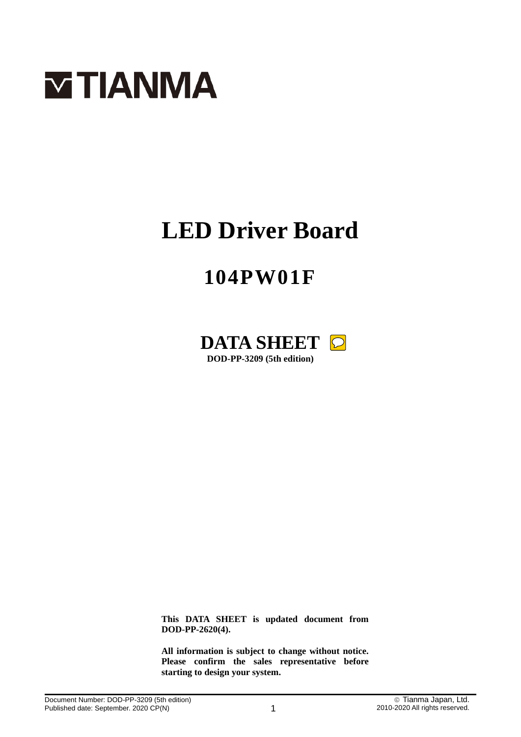TIANMA

# LED Driver Board

## 104PW01F

## DATA SHEET

**DOD-PP-3209 (5th edition)**

**This DATA SHEET is updated document from DOD-PP-2620(4).**

**All information is subject to change without notice. Please confirm the sales representative before starting to design your system.**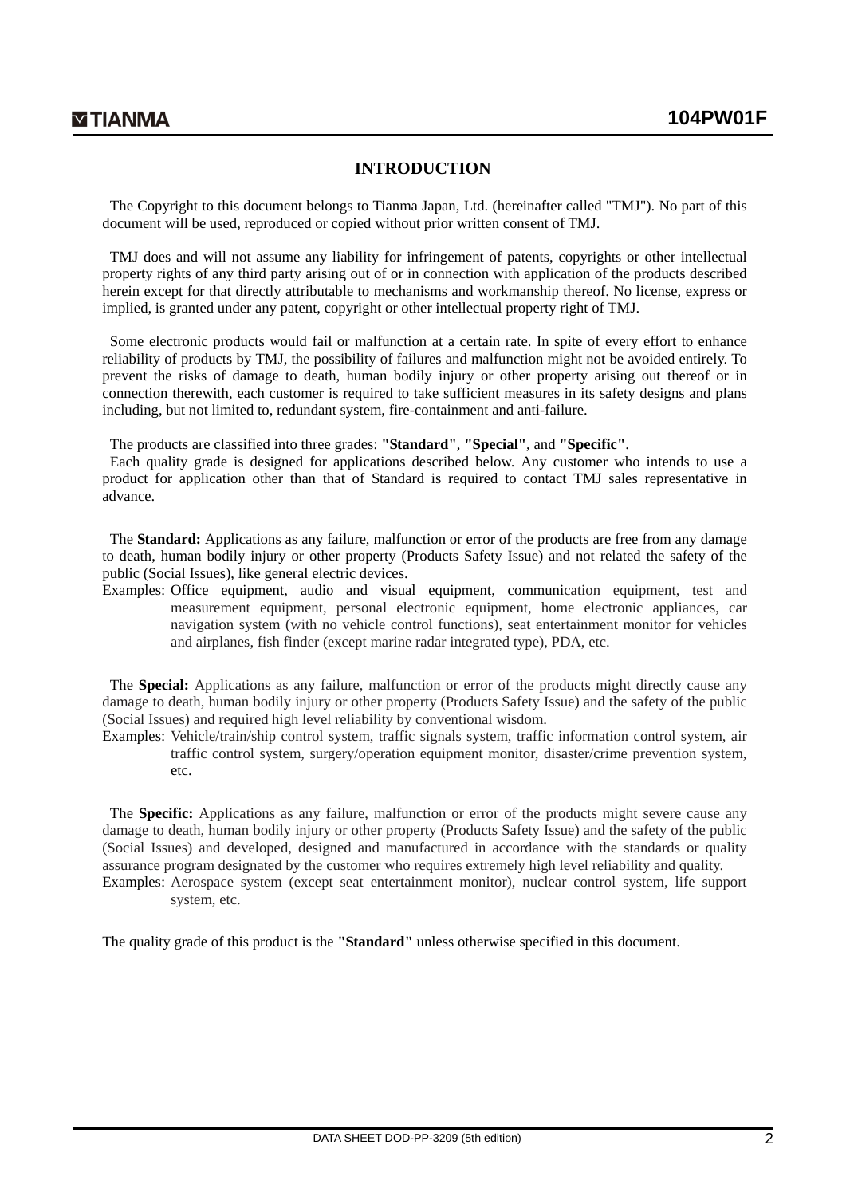## INTRODUCTION

The Copyright to this document belongs to Tianma Japan, Ltd. (hereinafter called "TMJ"). No part of this document will be used, reproduced or copied without prior written consent of TMJ.

TMJ does and will not assume any liability for infringement of patents, copyrights or other intellectual property rights of any third party arising out of or in connection with application of the products described herein except for that directly attributable to mechanisms and workmanship thereof. No license, express or implied, is granted under any patent, copyright or other intellectual property right of TMJ.

Some electronic products would fail or malfunction at a certain rate. In spite of every effort to enhance reliability of products by TMJ, the possibility of failures and malfunction might not be avoided entirely. To prevent the risks of damage to death, human bodily injury or other property arising out thereof or in connection therewith, each customer is required to take sufficient measures in its safety designs and plans including, but not limited to, redundant system, fire-containment and anti-failure.

The products are classified into three grades: **"Standard"**, **"Special"**, and **"Specific"**.
Each quality grade is designed for applications described below. Any customer who intends to use a product for application other than that of Standard is required to contact TMJ sales representative in advance.

The **Standard:** Applications as any failure, malfunction or error of the products are free from any damage to death, human bodily injury or other property (Products Safety Issue) and not related the safety of the public (Social Issues), like general electric devices.
Examples: Office equipment, audio and visual equipment, communication equipment, test and measurement equipment, personal electronic equipment, home electronic appliances, car navigation system (with no vehicle control functions), seat entertainment monitor for vehicles and airplanes, fish finder (except marine radar integrated type), PDA, etc.

The **Special:** Applications as any failure, malfunction or error of the products might directly cause any damage to death, human bodily injury or other property (Products Safety Issue) and the safety of the public (Social Issues) and required high level reliability by conventional wisdom.
Examples: Vehicle/train/ship control system, traffic signals system, traffic information control system, air traffic control system, surgery/operation equipment monitor, disaster/crime prevention system, etc.

The **Specific:** Applications as any failure, malfunction or error of the products might severe cause any damage to death, human bodily injury or other property (Products Safety Issue) and the safety of the public (Social Issues) and developed, designed and manufactured in accordance with the standards or quality assurance program designated by the customer who requires extremely high level reliability and quality.
Examples: Aerospace system (except seat entertainment monitor), nuclear control system, life support system, etc.

The quality grade of this product is the **"Standard"** unless otherwise specified in this document.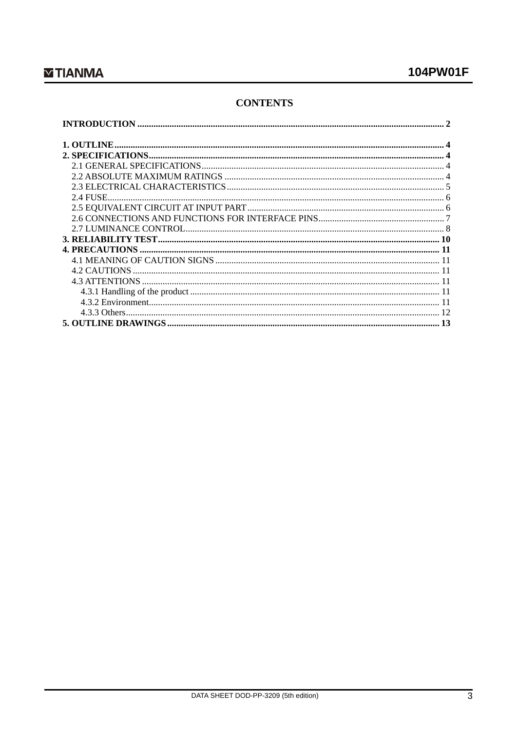# CONTENTS

**INTRODUCTION** .................................................. 2

**1. OUTLINE** .................................................. 4

**2. SPECIFICATIONS** .................................................. 4

- 2.1 GENERAL SPECIFICATIONS .................................................. 4
- 2.2 ABSOLUTE MAXIMUM RATINGS .................................................. 4
- 2.3 ELECTRICAL CHARACTERISTICS .................................................. 5
- 2.4 FUSE .................................................. 6
- 2.5 EQUIVALENT CIRCUIT AT INPUT PART .................................................. 6
- 2.6 CONNECTIONS AND FUNCTIONS FOR INTERFACE PINS .................................................. 7
- 2.7 LUMINANCE CONTROL .................................................. 8

**3. RELIABILITY TEST** .................................................. 10

**4. PRECAUTIONS** .................................................. 11

- 4.1 MEANING OF CAUTION SIGNS .................................................. 11
- 4.2 CAUTIONS .................................................. 11
- 4.3 ATTENTIONS .................................................. 11
  - 4.3.1 Handling of the product .................................................. 11
  - 4.3.2 Environment .................................................. 11
  - 4.3.3 Others .................................................. 12

**5. OUTLINE DRAWINGS** .................................................. 13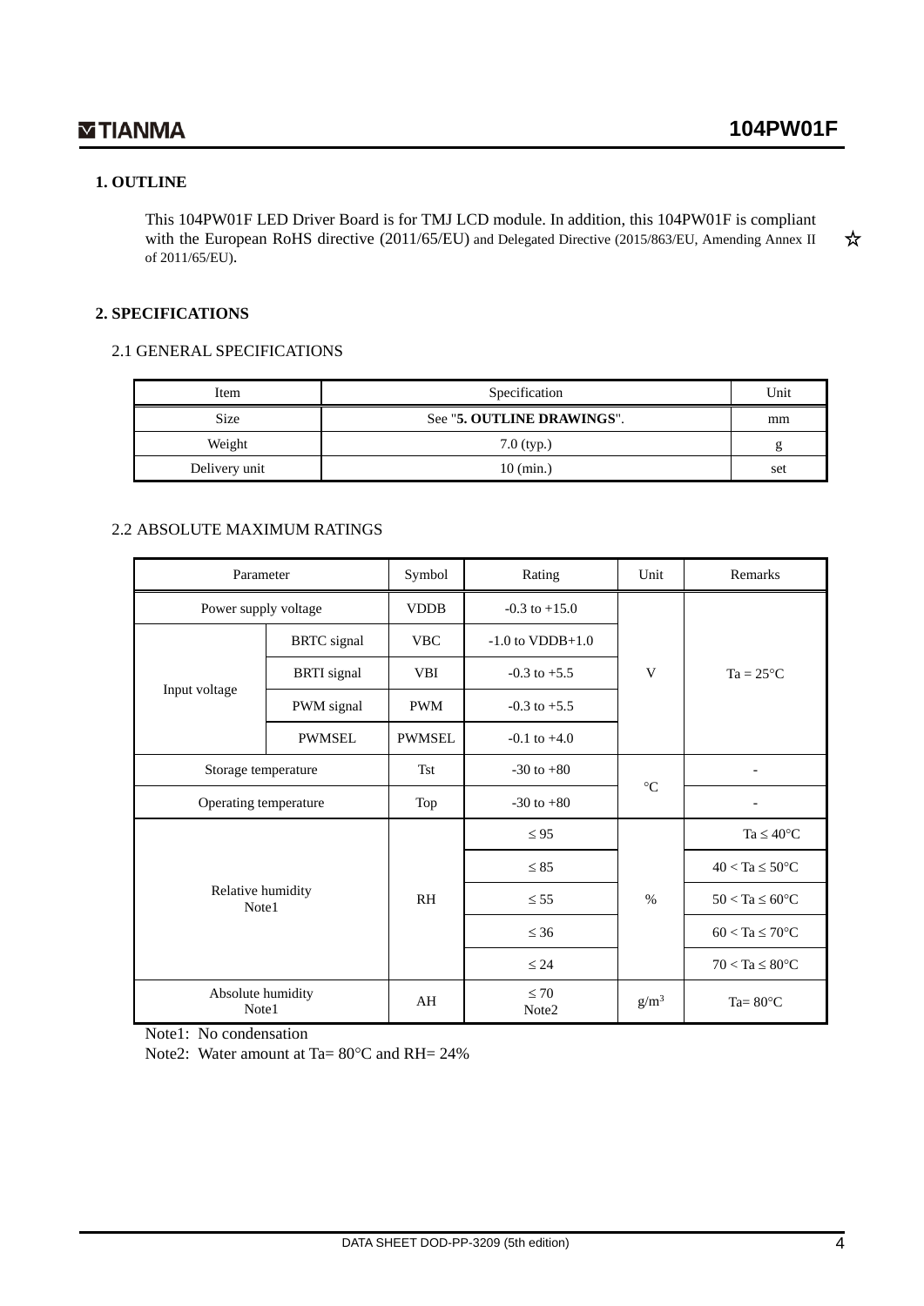## 1. OUTLINE

This 104PW01F LED Driver Board is for TMJ LCD module. In addition, this 104PW01F is compliant with the European RoHS directive (2011/65/EU) and Delegated Directive (2015/863/EU, Amending Annex II of 2011/65/EU). ☆

## 2. SPECIFICATIONS

### 2.1 GENERAL SPECIFICATIONS

| Item | Specification | Unit |
|---|---|---|
| Size | See "**5. OUTLINE DRAWINGS**". | mm |
| Weight | 7.0 (typ.) | g |
| Delivery unit | 10 (min.) | set |

### 2.2 ABSOLUTE MAXIMUM RATINGS

| Parameter | | Symbol | Rating | Unit | Remarks |
|---|---|---|---|---|---|
| Power supply voltage | | VDDB | -0.3 to +15.0 | V | Ta = 25°C |
| Input voltage | BRTC signal | VBC | -1.0 to VDDB+1.0 | | |
| | BRTI signal | VBI | -0.3 to +5.5 | | |
| | PWM signal | PWM | -0.3 to +5.5 | | |
| | PWMSEL | PWMSEL | -0.1 to +4.0 | | |
| Storage temperature | | Tst | -30 to +80 | °C | - |
| Operating temperature | | Top | -30 to +80 | | - |
| Relative humidity Note1 | | RH | ≤ 95 | % | Ta ≤ 40°C |
| | | | ≤ 85 | | 40 < Ta ≤ 50°C |
| | | | ≤ 55 | | 50 < Ta ≤ 60°C |
| | | | ≤ 36 | | 60 < Ta ≤ 70°C |
| | | | ≤ 24 | | 70 < Ta ≤ 80°C |
| Absolute humidity Note1 | | AH | ≤ 70 Note2 | $g/m^3$ | Ta= 80°C |

Note1: No condensation

Note2: Water amount at Ta= 80°C and RH= 24%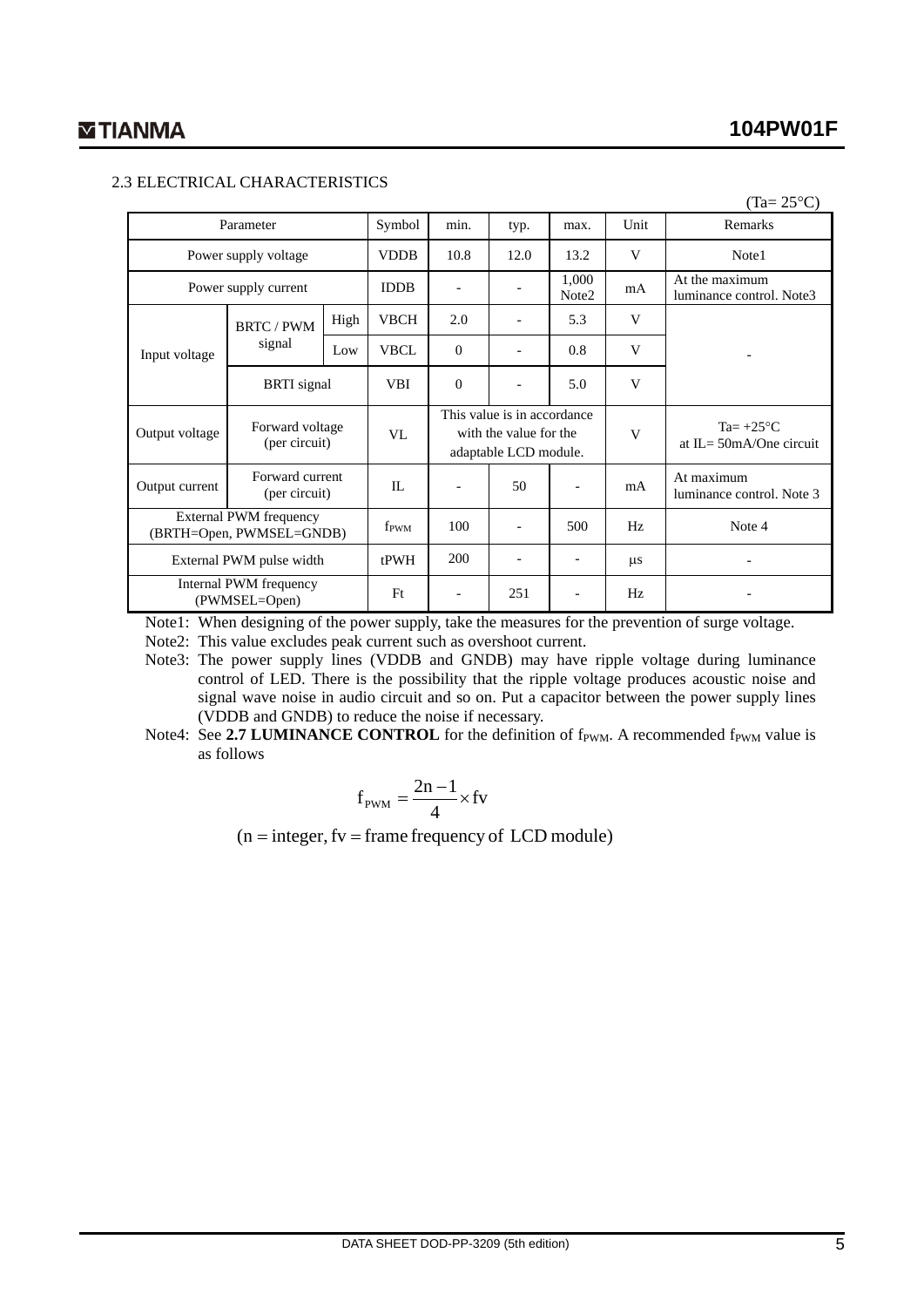## 2.3 ELECTRICAL CHARACTERISTICS

(Ta= 25°C)

| Parameter | | | Symbol | min. | typ. | max. | Unit | Remarks |
|---|---|---|---|---|---|---|---|---|
| Power supply voltage | | | VDDB | 10.8 | 12.0 | 13.2 | V | Note1 |
| Power supply current | | | IDDB | - | - | 1,000 Note2 | mA | At the maximum luminance control. Note3 |
| Input voltage | BRTC / PWM signal | High | VBCH | 2.0 | - | 5.3 | V | - |
| | | Low | VBCL | 0 | - | 0.8 | V | |
| | BRTI signal | | VBI | 0 | - | 5.0 | V | |
| Output voltage | Forward voltage (per circuit) | | VL | This value is in accordance with the value for the adaptable LCD module. | | | V | Ta= +25°C at IL= 50mA/One circuit |
| Output current | Forward current (per circuit) | | IL | - | 50 | - | mA | At maximum luminance control. Note 3 |
| External PWM frequency (BRTH=Open, PWMSEL=GNDB) | | | $f_{PWM}$ | 100 | - | 500 | Hz | Note 4 |
| External PWM pulse width | | | tPWH | 200 | - | - | μs | - |
| Internal PWM frequency (PWMSEL=Open) | | | Ft | - | 251 | - | Hz | - |

Note1: When designing of the power supply, take the measures for the prevention of surge voltage.

Note2: This value excludes peak current such as overshoot current.

Note3: The power supply lines (VDDB and GNDB) may have ripple voltage during luminance control of LED. There is the possibility that the ripple voltage produces acoustic noise and signal wave noise in audio circuit and so on. Put a capacitor between the power supply lines (VDDB and GNDB) to reduce the noise if necessary.

Note4: See **2.7 LUMINANCE CONTROL** for the definition of $f_{PWM}$. A recommended $f_{PWM}$ value is as follows

$$f_{PWM} = \frac{2n-1}{4} \times fv$$

$$(n = \text{integer}, fv = \text{frame frequency of LCD module})$$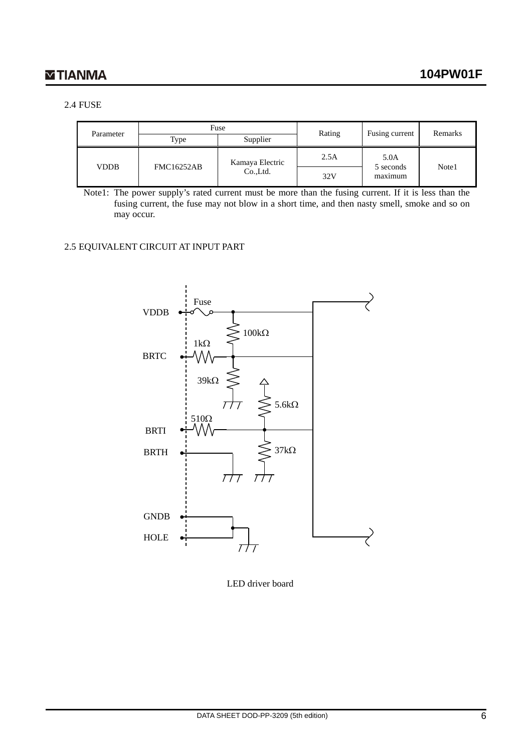2.4 FUSE

| Parameter | Fuse | | Rating | Fusing current | Remarks |
|---|---|---|---|---|---|
| | Type | Supplier | | | |
| VDDB | FMC16252AB | Kamaya Electric Co.,Ltd. | 2.5A | 5.0A 5 seconds maximum | Note1 |
| | | | 32V | | |

Note1: The power supply's rated current must be more than the fusing current. If it is less than the fusing current, the fuse may not blow in a short time, and then nasty smell, smoke and so on may occur.

2.5 EQUIVALENT CIRCUIT AT INPUT PART

VDDB, BRTC, BRTI, BRTH, GNDB, HOLE

Fuse, 100kΩ, 1kΩ, 39kΩ, 5.6kΩ, 510Ω, 37kΩ

LED driver board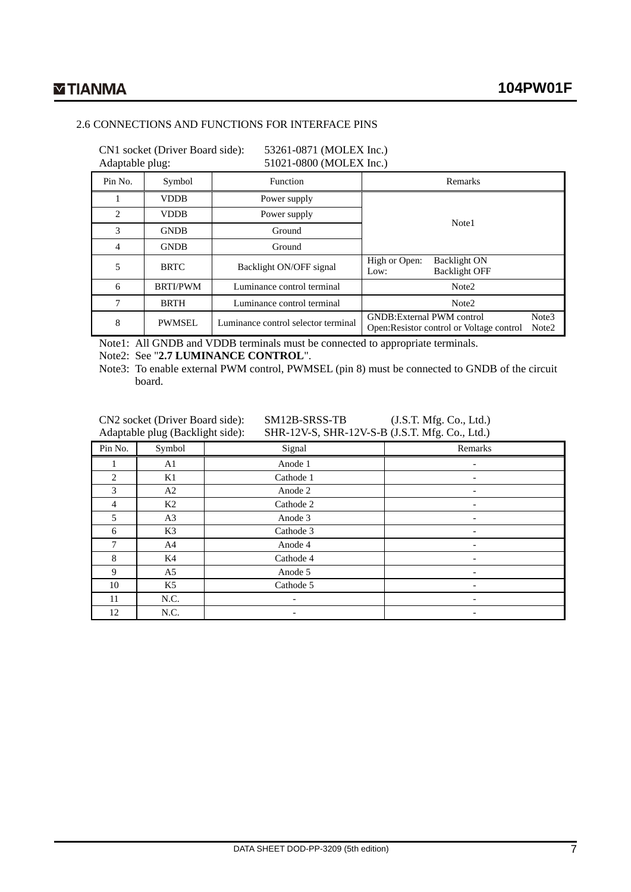## 2.6 CONNECTIONS AND FUNCTIONS FOR INTERFACE PINS

CN1 socket (Driver Board side): 53261-0871 (MOLEX Inc.)
Adaptable plug: 51021-0800 (MOLEX Inc.)

| Pin No. | Symbol | Function | Remarks |
|---|---|---|---|
| 1 | VDDB | Power supply | Note1 |
| 2 | VDDB | Power supply | |
| 3 | GNDB | Ground | |
| 4 | GNDB | Ground | |
| 5 | BRTC | Backlight ON/OFF signal | High or Open: Backlight ON<br>Low: Backlight OFF |
| 6 | BRTI/PWM | Luminance control terminal | Note2 |
| 7 | BRTH | Luminance control terminal | Note2 |
| 8 | PWMSEL | Luminance control selector terminal | GNDB:External PWM control Note3<br>Open:Resistor control or Voltage control Note2 |

Note1: All GNDB and VDDB terminals must be connected to appropriate terminals.

Note2: See "**2.7 LUMINANCE CONTROL**".

Note3: To enable external PWM control, PWMSEL (pin 8) must be connected to GNDB of the circuit board.

CN2 socket (Driver Board side): SM12B-SRSS-TB (J.S.T. Mfg. Co., Ltd.)
Adaptable plug (Backlight side): SHR-12V-S, SHR-12V-S-B (J.S.T. Mfg. Co., Ltd.)

| Pin No. | Symbol | Signal | Remarks |
|---|---|---|---|
| 1 | A1 | Anode 1 | - |
| 2 | K1 | Cathode 1 | - |
| 3 | A2 | Anode 2 | - |
| 4 | K2 | Cathode 2 | - |
| 5 | A3 | Anode 3 | - |
| 6 | K3 | Cathode 3 | - |
| 7 | A4 | Anode 4 | - |
| 8 | K4 | Cathode 4 | - |
| 9 | A5 | Anode 5 | - |
| 10 | K5 | Cathode 5 | - |
| 11 | N.C. | - | - |
| 12 | N.C. | - | - |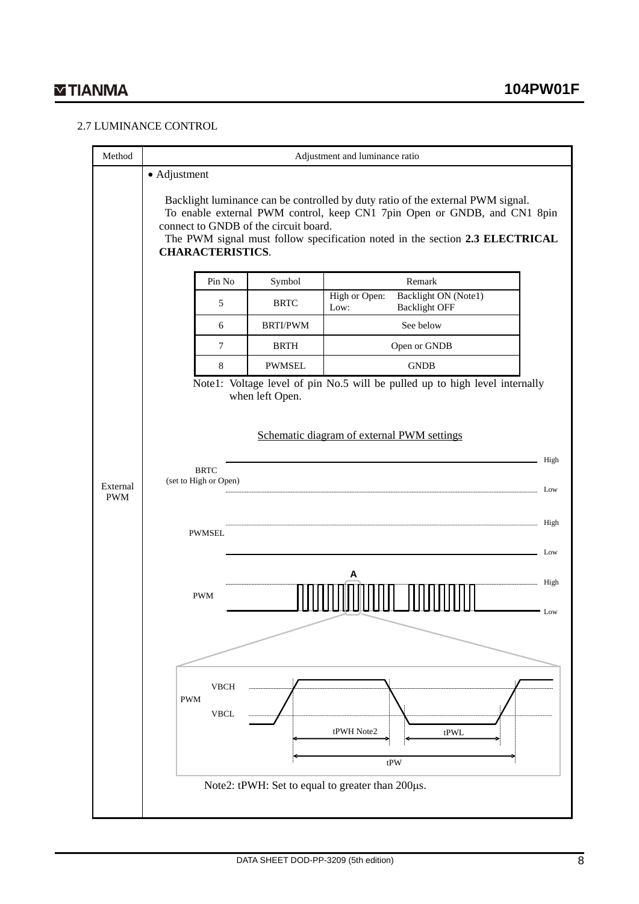## 2.7 LUMINANCE CONTROL

| Method | Adjustment and luminance ratio |
|---|---|
| External PWM | • Adjustment<br><br>Backlight luminance can be controlled by duty ratio of the external PWM signal.<br>To enable external PWM control, keep CN1 7pin Open or GNDB, and CN1 8pin connect to GNDB of the circuit board.<br>The PWM signal must follow specification noted in the section **2.3 ELECTRICAL CHARACTERISTICS**. |

| Pin No | Symbol | Remark |
|---|---|---|
| 5 | BRTC | High or Open: Backlight ON (Note1)<br>Low: Backlight OFF |
| 6 | BRTI/PWM | See below |
| 7 | BRTH | Open or GNDB |
| 8 | PWMSEL | GNDB |

Note1: Voltage level of pin No.5 will be pulled up to high level internally when left Open.

Schematic diagram of external PWM settings

BRTC (set to High or Open) — High / Low

PWMSEL — High / Low

PWM — High / Low

A

PWM — VBCH / VBCL

tPWH Note2 tPWL

tPW

Note2: tPWH: Set to equal to greater than 200μs.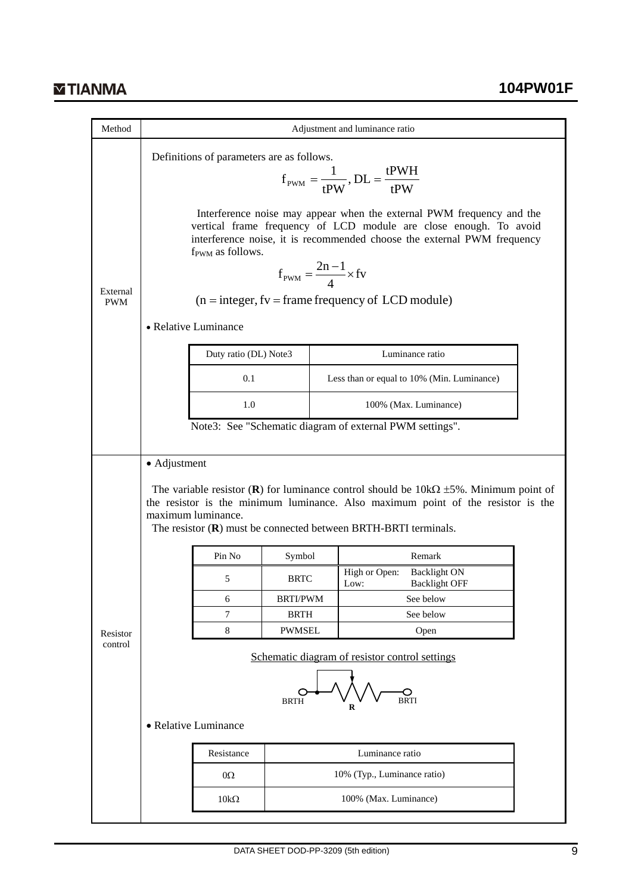| Method | Adjustment and luminance ratio |
|---|---|
| External PWM | (see below) |
| Resistor control | (see below) |

**External PWM**

Definitions of parameters are as follows.

$$f_{PWM} = \frac{1}{tPW}, DL = \frac{tPWH}{tPW}$$

Interference noise may appear when the external PWM frequency and the vertical frame frequency of LCD module are close enough. To avoid interference noise, it is recommended choose the external PWM frequency $f_{PWM}$ as follows.

$$f_{PWM} = \frac{2n-1}{4} \times fv$$

$$(n = \text{integer}, fv = \text{frame frequency of LCD module})$$

• Relative Luminance

| Duty ratio (DL) Note3 | Luminance ratio |
|---|---|
| 0.1 | Less than or equal to 10% (Min. Luminance) |
| 1.0 | 100% (Max. Luminance) |

Note3: See "Schematic diagram of external PWM settings".

**Resistor control**

• Adjustment

The variable resistor (**R**) for luminance control should be 10kΩ ±5%. Minimum point of the resistor is the minimum luminance. Also maximum point of the resistor is the maximum luminance.

The resistor (**R**) must be connected between BRTH-BRTI terminals.

| Pin No | Symbol | Remark |
|---|---|---|
| 5 | BRTC | High or Open: Backlight ON<br>Low: Backlight OFF |
| 6 | BRTI/PWM | See below |
| 7 | BRTH | See below |
| 8 | PWMSEL | Open |

Schematic diagram of resistor control settings

BRTH — R — BRTI

• Relative Luminance

| Resistance | Luminance ratio |
|---|---|
| 0Ω | 10% (Typ., Luminance ratio) |
| 10kΩ | 100% (Max. Luminance) |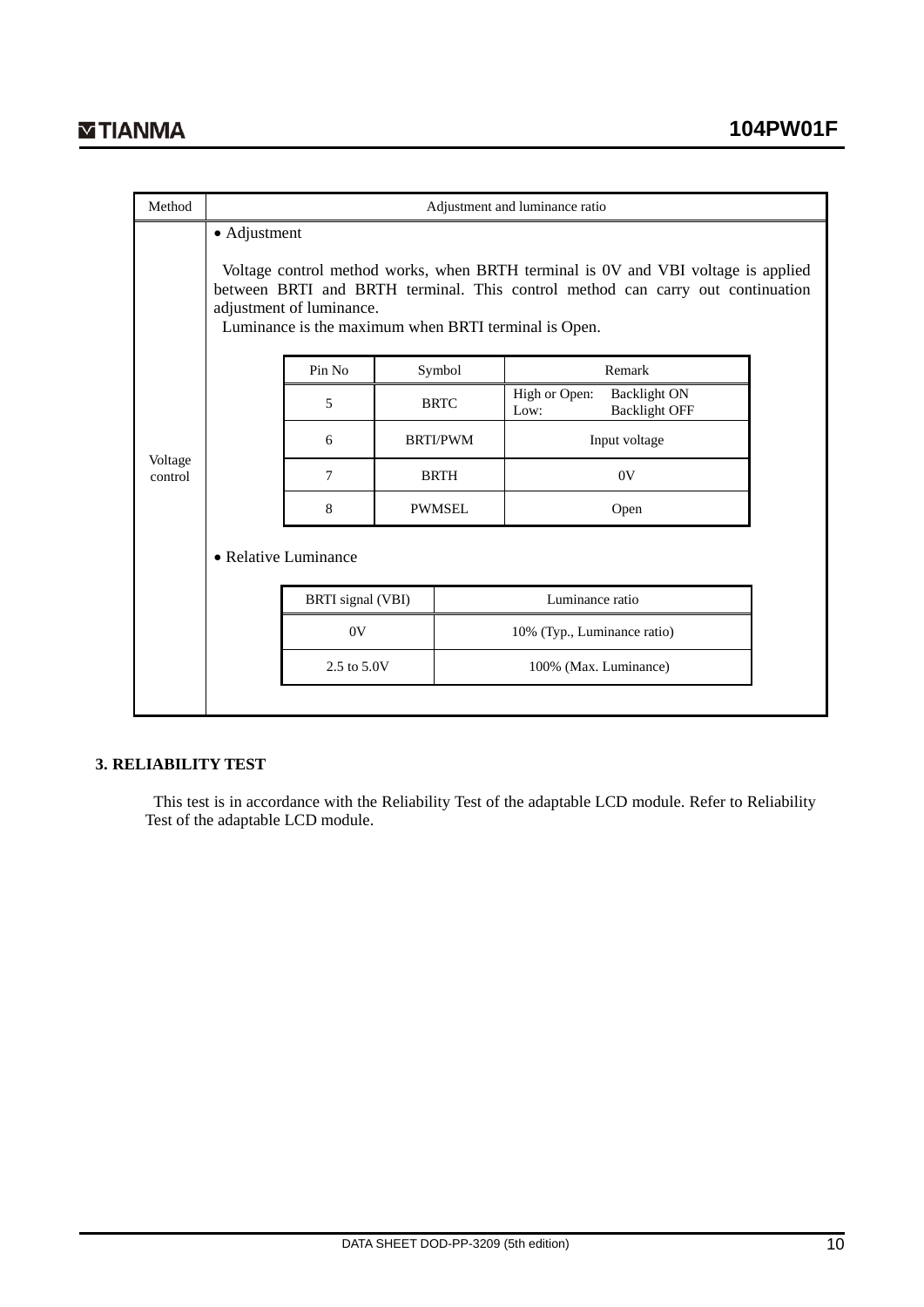| Method | Adjustment and luminance ratio |
|---|---|
| Voltage control | • Adjustment<br><br>Voltage control method works, when BRTH terminal is 0V and VBI voltage is applied between BRTI and BRTH terminal. This control method can carry out continuation adjustment of luminance.<br>Luminance is the maximum when BRTI terminal is Open.<br><br>(see pin table below)<br><br>• Relative Luminance<br><br>(see luminance table below) |

| Pin No | Symbol | Remark |
|---|---|---|
| 5 | BRTC | High or Open: Backlight ON<br>Low: Backlight OFF |
| 6 | BRTI/PWM | Input voltage |
| 7 | BRTH | 0V |
| 8 | PWMSEL | Open |

| BRTI signal (VBI) | Luminance ratio |
|---|---|
| 0V | 10% (Typ., Luminance ratio) |
| 2.5 to 5.0V | 100% (Max. Luminance) |

## 3. RELIABILITY TEST

This test is in accordance with the Reliability Test of the adaptable LCD module. Refer to Reliability Test of the adaptable LCD module.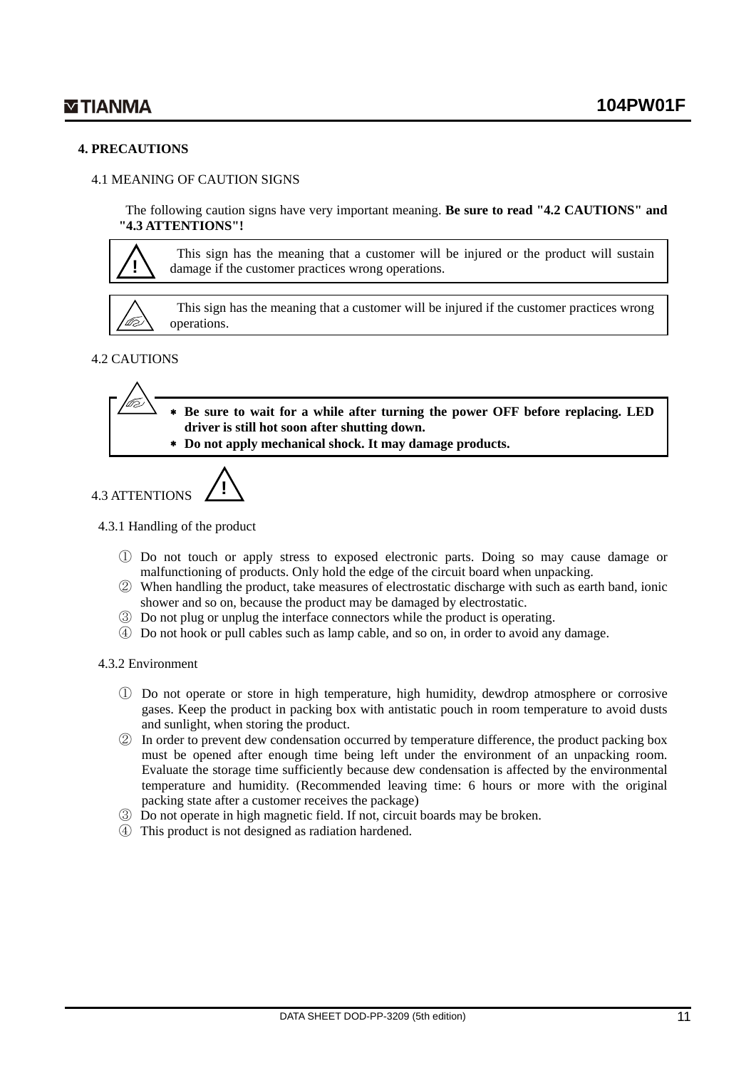## 4. PRECAUTIONS

### 4.1 MEANING OF CAUTION SIGNS

The following caution signs have very important meaning. **Be sure to read "4.2 CAUTIONS" and "4.3 ATTENTIONS"!**

| | |
|---|---|
| ! | This sign has the meaning that a customer will be injured or the product will sustain damage if the customer practices wrong operations. |

| | |
|---|---|
| | This sign has the meaning that a customer will be injured if the customer practices wrong operations. |

### 4.2 CAUTIONS

- **Be sure to wait for a while after turning the power OFF before replacing. LED driver is still hot soon after shutting down.**
- **Do not apply mechanical shock. It may damage products.**

### 4.3 ATTENTIONS !

#### 4.3.1 Handling of the product

① Do not touch or apply stress to exposed electronic parts. Doing so may cause damage or malfunctioning of products. Only hold the edge of the circuit board when unpacking.

② When handling the product, take measures of electrostatic discharge with such as earth band, ionic shower and so on, because the product may be damaged by electrostatic.

③ Do not plug or unplug the interface connectors while the product is operating.

④ Do not hook or pull cables such as lamp cable, and so on, in order to avoid any damage.

#### 4.3.2 Environment

① Do not operate or store in high temperature, high humidity, dewdrop atmosphere or corrosive gases. Keep the product in packing box with antistatic pouch in room temperature to avoid dusts and sunlight, when storing the product.

② In order to prevent dew condensation occurred by temperature difference, the product packing box must be opened after enough time being left under the environment of an unpacking room. Evaluate the storage time sufficiently because dew condensation is affected by the environmental temperature and humidity. (Recommended leaving time: 6 hours or more with the original packing state after a customer receives the package)

③ Do not operate in high magnetic field. If not, circuit boards may be broken.

④ This product is not designed as radiation hardened.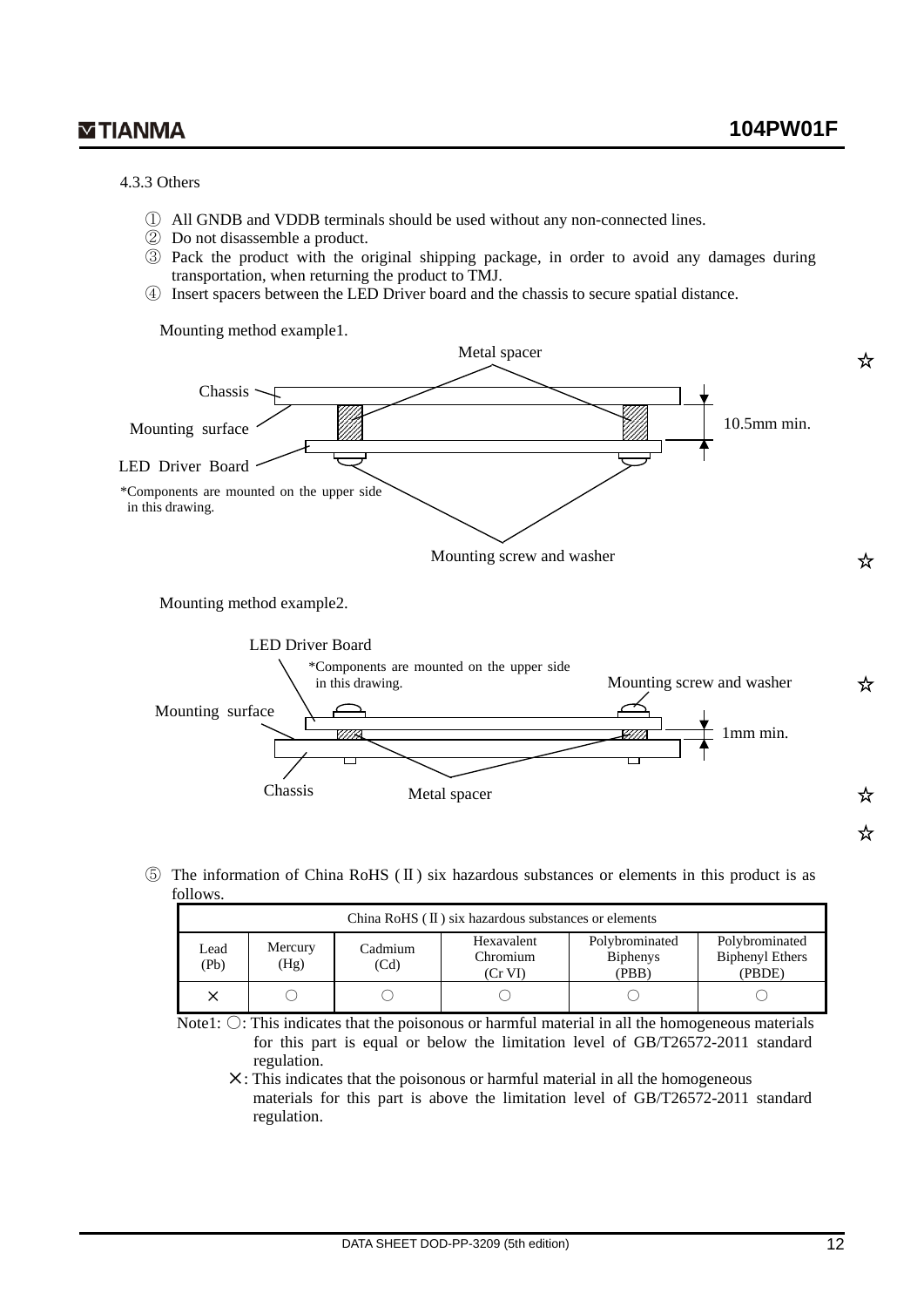4.3.3 Others

① All GNDB and VDDB terminals should be used without any non-connected lines.
② Do not disassemble a product.
③ Pack the product with the original shipping package, in order to avoid any damages during transportation, when returning the product to TMJ.
④ Insert spacers between the LED Driver board and the chassis to secure spatial distance.

Mounting method example1.

Metal spacer

Chassis

Mounting surface

10.5mm min.

LED Driver Board

*Components are mounted on the upper side in this drawing.

Mounting screw and washer

Mounting method example2.

LED Driver Board

*Components are mounted on the upper side in this drawing.

Mounting screw and washer

Mounting surface

1mm min.

Chassis

Metal spacer

⑤ The information of China RoHS (Ⅱ) six hazardous substances or elements in this product is as follows.

| China RoHS (Ⅱ) six hazardous substances or elements | | | | | |
|---|---|---|---|---|---|
| Lead (Pb) | Mercury (Hg) | Cadmium (Cd) | Hexavalent Chromium (Cr VI) | Polybrominated Biphenys (PBB) | Polybrominated Biphenyl Ethers (PBDE) |
| × | ○ | ○ | ○ | ○ | ○ |

Note1: ○: This indicates that the poisonous or harmful material in all the homogeneous materials for this part is equal or below the limitation level of GB/T26572-2011 standard regulation.

×: This indicates that the poisonous or harmful material in all the homogeneous materials for this part is above the limitation level of GB/T26572-2011 standard regulation.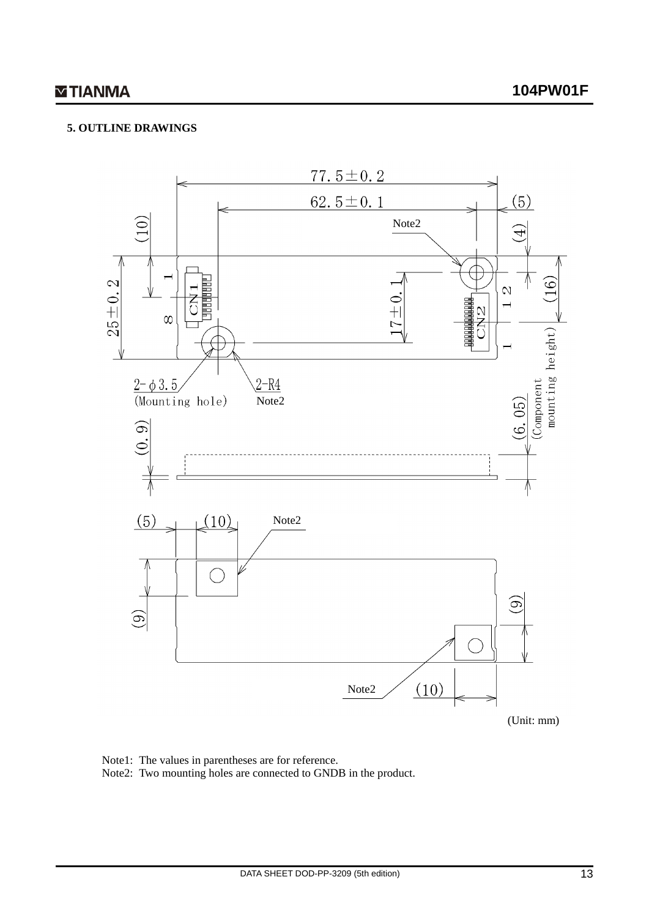## 5. OUTLINE DRAWINGS

77.5±0.2

62.5±0.1

(5)

(10)

Note2

(4)

1

25±0.2

CN1

17±0.1

1 2

(16)

8

CN2

1

2-φ3.5

(Mounting hole)

2-R4

Note2

(Component mounting height)

(6.05)

(0.9)

(5)

(10)

Note2

(9)

(9)

Note2

(10)

(Unit: mm)

Note1: The values in parentheses are for reference.

Note2: Two mounting holes are connected to GNDB in the product.